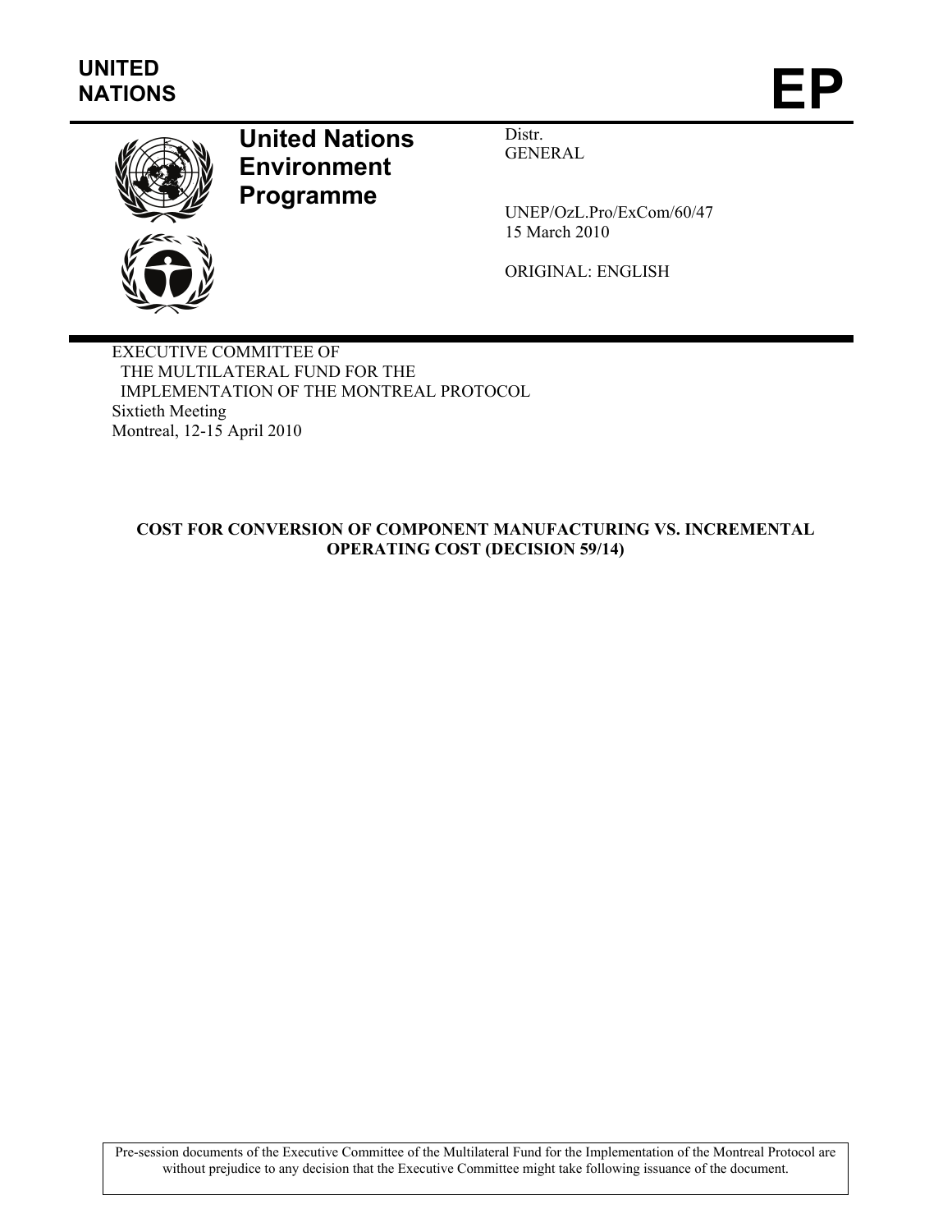**UNITED NATIONS** **EP**

**United Nations Environment Programme**

Distr.
GENERAL

UNEP/OzL.Pro/ExCom/60/47
15 March 2010

ORIGINAL: ENGLISH

EXECUTIVE COMMITTEE OF
THE MULTILATERAL FUND FOR THE
IMPLEMENTATION OF THE MONTREAL PROTOCOL
Sixtieth Meeting
Montreal, 12-15 April 2010

# COST FOR CONVERSION OF COMPONENT MANUFACTURING VS. INCREMENTAL OPERATING COST (DECISION 59/14)

Pre-session documents of the Executive Committee of the Multilateral Fund for the Implementation of the Montreal Protocol are without prejudice to any decision that the Executive Committee might take following issuance of the document.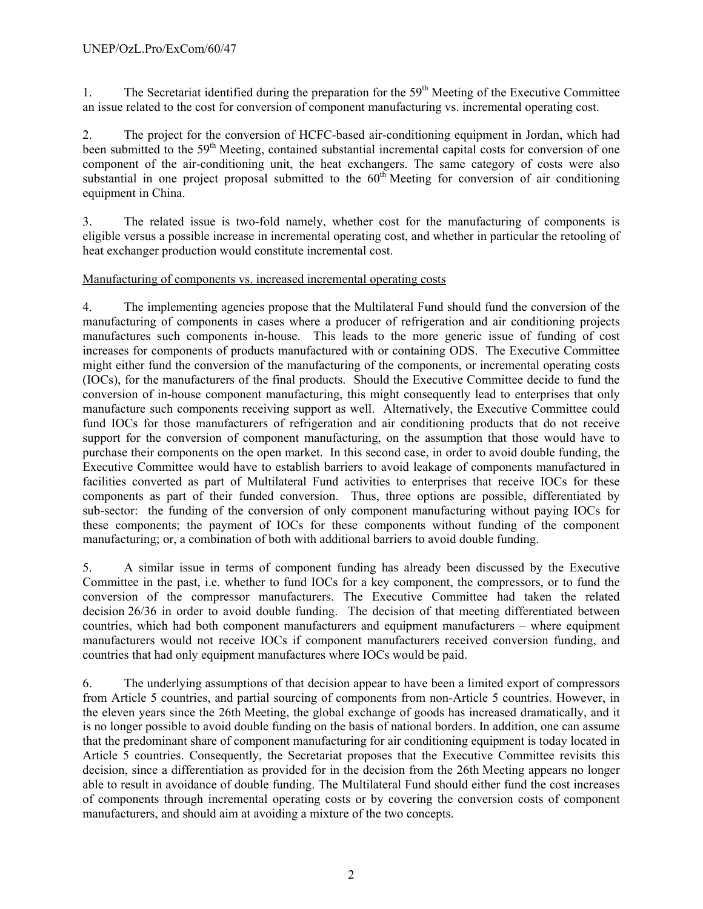1. The Secretariat identified during the preparation for the 59th Meeting of the Executive Committee an issue related to the cost for conversion of component manufacturing vs. incremental operating cost.

2. The project for the conversion of HCFC-based air-conditioning equipment in Jordan, which had been submitted to the 59th Meeting, contained substantial incremental capital costs for conversion of one component of the air-conditioning unit, the heat exchangers. The same category of costs were also substantial in one project proposal submitted to the 60th Meeting for conversion of air conditioning equipment in China.

3. The related issue is two-fold namely, whether cost for the manufacturing of components is eligible versus a possible increase in incremental operating cost, and whether in particular the retooling of heat exchanger production would constitute incremental cost.

Manufacturing of components vs. increased incremental operating costs

4. The implementing agencies propose that the Multilateral Fund should fund the conversion of the manufacturing of components in cases where a producer of refrigeration and air conditioning projects manufactures such components in-house. This leads to the more generic issue of funding of cost increases for components of products manufactured with or containing ODS. The Executive Committee might either fund the conversion of the manufacturing of the components, or incremental operating costs (IOCs), for the manufacturers of the final products. Should the Executive Committee decide to fund the conversion of in-house component manufacturing, this might consequently lead to enterprises that only manufacture such components receiving support as well. Alternatively, the Executive Committee could fund IOCs for those manufacturers of refrigeration and air conditioning products that do not receive support for the conversion of component manufacturing, on the assumption that those would have to purchase their components on the open market. In this second case, in order to avoid double funding, the Executive Committee would have to establish barriers to avoid leakage of components manufactured in facilities converted as part of Multilateral Fund activities to enterprises that receive IOCs for these components as part of their funded conversion. Thus, three options are possible, differentiated by sub-sector: the funding of the conversion of only component manufacturing without paying IOCs for these components; the payment of IOCs for these components without funding of the component manufacturing; or, a combination of both with additional barriers to avoid double funding.

5. A similar issue in terms of component funding has already been discussed by the Executive Committee in the past, i.e. whether to fund IOCs for a key component, the compressors, or to fund the conversion of the compressor manufacturers. The Executive Committee had taken the related decision 26/36 in order to avoid double funding. The decision of that meeting differentiated between countries, which had both component manufacturers and equipment manufacturers – where equipment manufacturers would not receive IOCs if component manufacturers received conversion funding, and countries that had only equipment manufactures where IOCs would be paid.

6. The underlying assumptions of that decision appear to have been a limited export of compressors from Article 5 countries, and partial sourcing of components from non-Article 5 countries. However, in the eleven years since the 26th Meeting, the global exchange of goods has increased dramatically, and it is no longer possible to avoid double funding on the basis of national borders. In addition, one can assume that the predominant share of component manufacturing for air conditioning equipment is today located in Article 5 countries. Consequently, the Secretariat proposes that the Executive Committee revisits this decision, since a differentiation as provided for in the decision from the 26th Meeting appears no longer able to result in avoidance of double funding. The Multilateral Fund should either fund the cost increases of components through incremental operating costs or by covering the conversion costs of component manufacturers, and should aim at avoiding a mixture of the two concepts.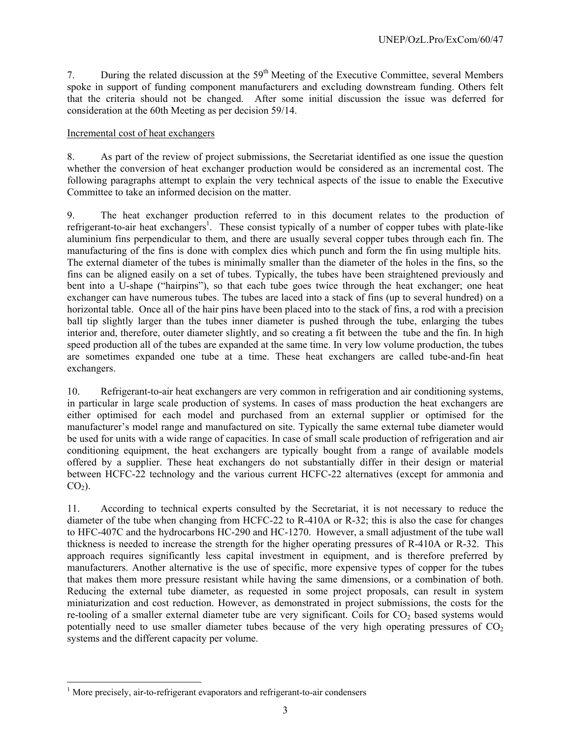7. During the related discussion at the 59th Meeting of the Executive Committee, several Members spoke in support of funding component manufacturers and excluding downstream funding. Others felt that the criteria should not be changed. After some initial discussion the issue was deferred for consideration at the 60th Meeting as per decision 59/14.

Incremental cost of heat exchangers

8. As part of the review of project submissions, the Secretariat identified as one issue the question whether the conversion of heat exchanger production would be considered as an incremental cost. The following paragraphs attempt to explain the very technical aspects of the issue to enable the Executive Committee to take an informed decision on the matter.

9. The heat exchanger production referred to in this document relates to the production of refrigerant-to-air heat exchangers[1]. These consist typically of a number of copper tubes with plate-like aluminium fins perpendicular to them, and there are usually several copper tubes through each fin. The manufacturing of the fins is done with complex dies which punch and form the fin using multiple hits. The external diameter of the tubes is minimally smaller than the diameter of the holes in the fins, so the fins can be aligned easily on a set of tubes. Typically, the tubes have been straightened previously and bent into a U-shape ("hairpins"), so that each tube goes twice through the heat exchanger; one heat exchanger can have numerous tubes. The tubes are laced into a stack of fins (up to several hundred) on a horizontal table. Once all of the hair pins have been placed into to the stack of fins, a rod with a precision ball tip slightly larger than the tubes inner diameter is pushed through the tube, enlarging the tubes interior and, therefore, outer diameter slightly, and so creating a fit between the tube and the fin. In high speed production all of the tubes are expanded at the same time. In very low volume production, the tubes are sometimes expanded one tube at a time. These heat exchangers are called tube-and-fin heat exchangers.

10. Refrigerant-to-air heat exchangers are very common in refrigeration and air conditioning systems, in particular in large scale production of systems. In cases of mass production the heat exchangers are either optimised for each model and purchased from an external supplier or optimised for the manufacturer's model range and manufactured on site. Typically the same external tube diameter would be used for units with a wide range of capacities. In case of small scale production of refrigeration and air conditioning equipment, the heat exchangers are typically bought from a range of available models offered by a supplier. These heat exchangers do not substantially differ in their design or material between HCFC-22 technology and the various current HCFC-22 alternatives (except for ammonia and $CO_2$).

11. According to technical experts consulted by the Secretariat, it is not necessary to reduce the diameter of the tube when changing from HCFC-22 to R-410A or R-32; this is also the case for changes to HFC-407C and the hydrocarbons HC-290 and HC-1270. However, a small adjustment of the tube wall thickness is needed to increase the strength for the higher operating pressures of R-410A or R-32. This approach requires significantly less capital investment in equipment, and is therefore preferred by manufacturers. Another alternative is the use of specific, more expensive types of copper for the tubes that makes them more pressure resistant while having the same dimensions, or a combination of both. Reducing the external tube diameter, as requested in some project proposals, can result in system miniaturization and cost reduction. However, as demonstrated in project submissions, the costs for the re-tooling of a smaller external diameter tube are very significant. Coils for $CO_2$ based systems would potentially need to use smaller diameter tubes because of the very high operating pressures of $CO_2$ systems and the different capacity per volume.

[1] More precisely, air-to-refrigerant evaporators and refrigerant-to-air condensers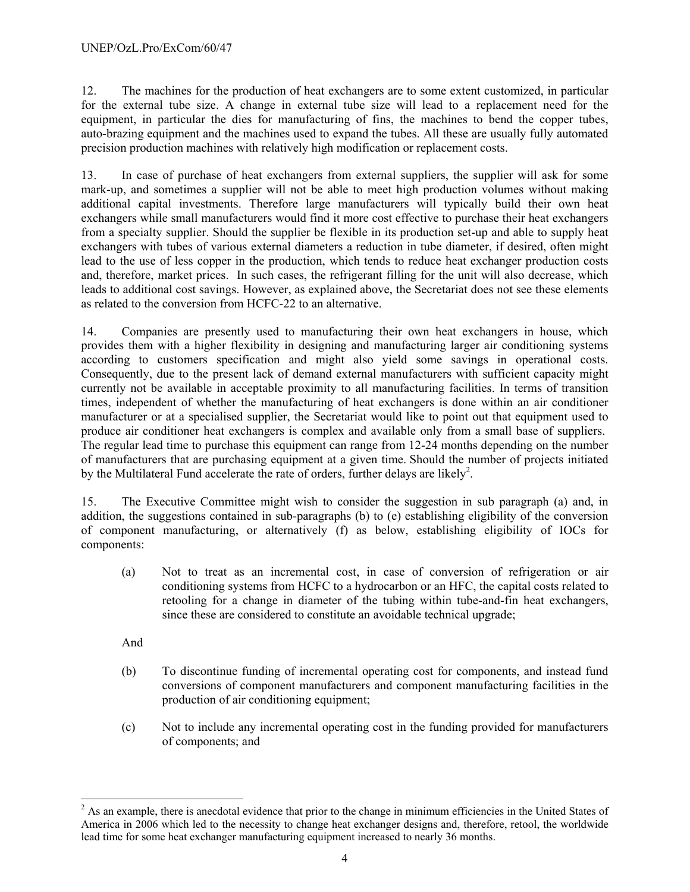12. The machines for the production of heat exchangers are to some extent customized, in particular for the external tube size. A change in external tube size will lead to a replacement need for the equipment, in particular the dies for manufacturing of fins, the machines to bend the copper tubes, auto-brazing equipment and the machines used to expand the tubes. All these are usually fully automated precision production machines with relatively high modification or replacement costs.

13. In case of purchase of heat exchangers from external suppliers, the supplier will ask for some mark-up, and sometimes a supplier will not be able to meet high production volumes without making additional capital investments. Therefore large manufacturers will typically build their own heat exchangers while small manufacturers would find it more cost effective to purchase their heat exchangers from a specialty supplier. Should the supplier be flexible in its production set-up and able to supply heat exchangers with tubes of various external diameters a reduction in tube diameter, if desired, often might lead to the use of less copper in the production, which tends to reduce heat exchanger production costs and, therefore, market prices. In such cases, the refrigerant filling for the unit will also decrease, which leads to additional cost savings. However, as explained above, the Secretariat does not see these elements as related to the conversion from HCFC-22 to an alternative.

14. Companies are presently used to manufacturing their own heat exchangers in house, which provides them with a higher flexibility in designing and manufacturing larger air conditioning systems according to customers specification and might also yield some savings in operational costs. Consequently, due to the present lack of demand external manufacturers with sufficient capacity might currently not be available in acceptable proximity to all manufacturing facilities. In terms of transition times, independent of whether the manufacturing of heat exchangers is done within an air conditioner manufacturer or at a specialised supplier, the Secretariat would like to point out that equipment used to produce air conditioner heat exchangers is complex and available only from a small base of suppliers. The regular lead time to purchase this equipment can range from 12-24 months depending on the number of manufacturers that are purchasing equipment at a given time. Should the number of projects initiated by the Multilateral Fund accelerate the rate of orders, further delays are likely[2].

15. The Executive Committee might wish to consider the suggestion in sub paragraph (a) and, in addition, the suggestions contained in sub-paragraphs (b) to (e) establishing eligibility of the conversion of component manufacturing, or alternatively (f) as below, establishing eligibility of IOCs for components:

(a) Not to treat as an incremental cost, in case of conversion of refrigeration or air conditioning systems from HCFC to a hydrocarbon or an HFC, the capital costs related to retooling for a change in diameter of the tubing within tube-and-fin heat exchangers, since these are considered to constitute an avoidable technical upgrade;

And

(b) To discontinue funding of incremental operating cost for components, and instead fund conversions of component manufacturers and component manufacturing facilities in the production of air conditioning equipment;

(c) Not to include any incremental operating cost in the funding provided for manufacturers of components; and

[2] As an example, there is anecdotal evidence that prior to the change in minimum efficiencies in the United States of America in 2006 which led to the necessity to change heat exchanger designs and, therefore, retool, the worldwide lead time for some heat exchanger manufacturing equipment increased to nearly 36 months.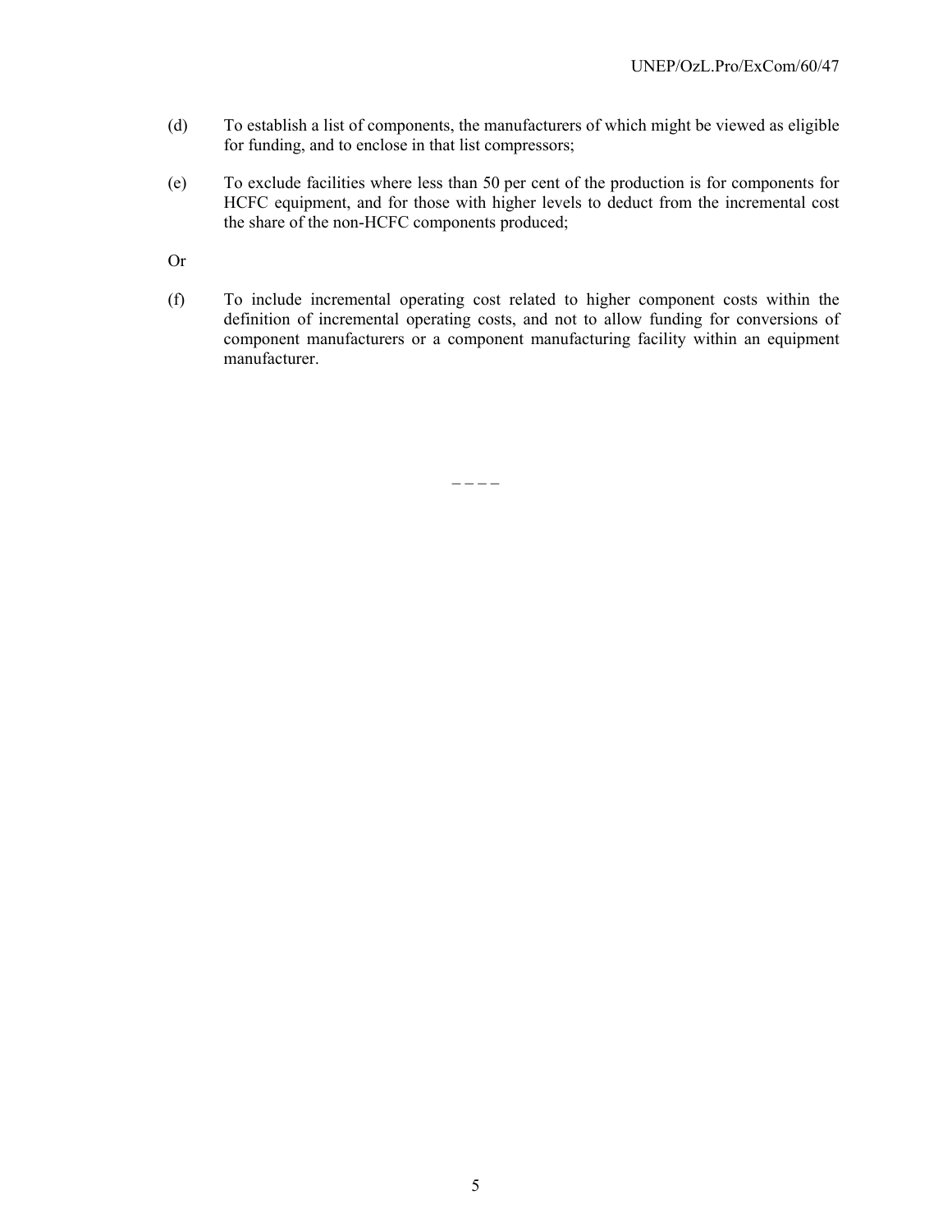(d) To establish a list of components, the manufacturers of which might be viewed as eligible for funding, and to enclose in that list compressors;

(e) To exclude facilities where less than 50 per cent of the production is for components for HCFC equipment, and for those with higher levels to deduct from the incremental cost the share of the non-HCFC components produced;

Or

(f) To include incremental operating cost related to higher component costs within the definition of incremental operating costs, and not to allow funding for conversions of component manufacturers or a component manufacturing facility within an equipment manufacturer.

– – – –